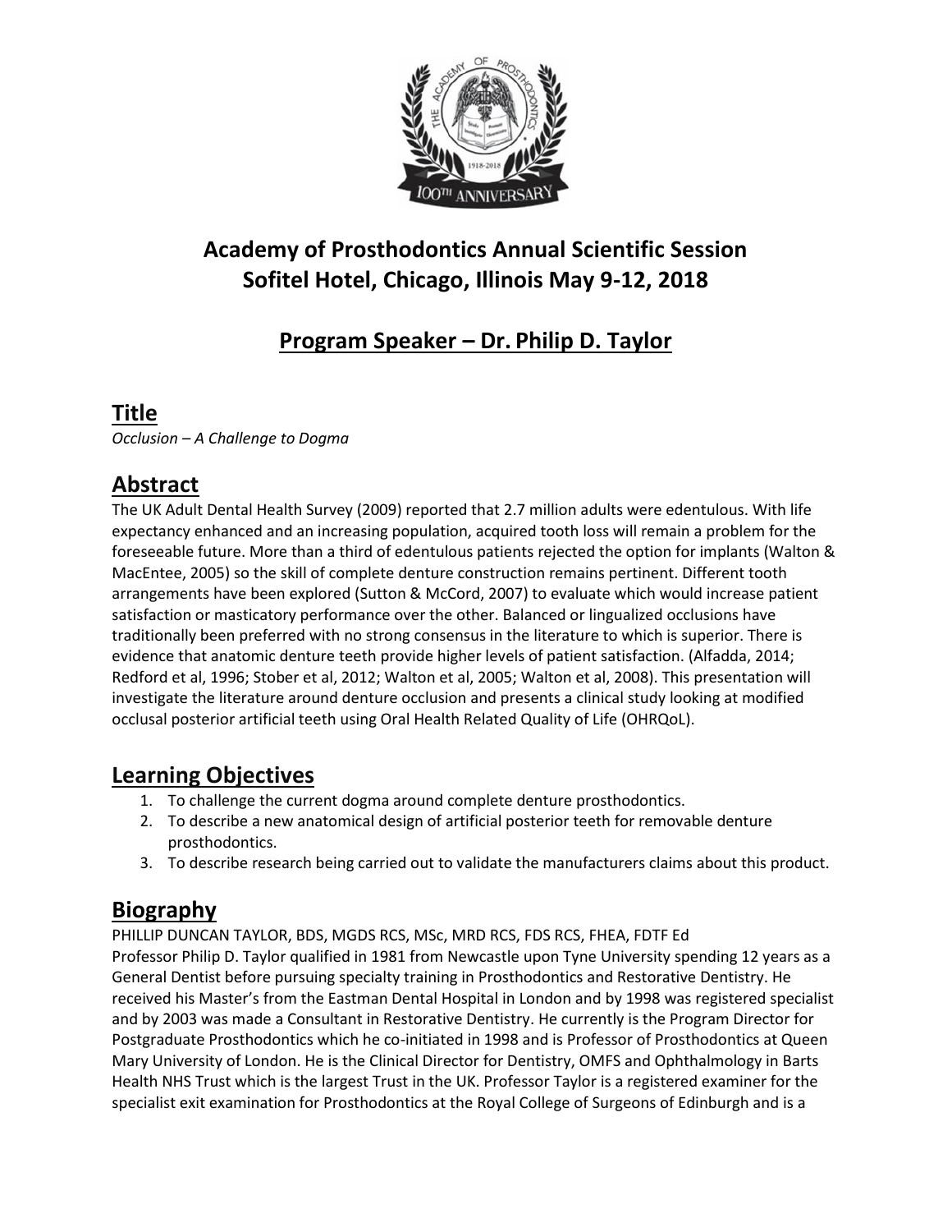# Academy of Prosthodontics Annual Scientific Session
# Sofitel Hotel, Chicago, Illinois May 9-12, 2018

## Program Speaker – Dr. Philip D. Taylor

## Title

*Occlusion – A Challenge to Dogma*

## Abstract

The UK Adult Dental Health Survey (2009) reported that 2.7 million adults were edentulous. With life expectancy enhanced and an increasing population, acquired tooth loss will remain a problem for the foreseeable future. More than a third of edentulous patients rejected the option for implants (Walton & MacEntee, 2005) so the skill of complete denture construction remains pertinent. Different tooth arrangements have been explored (Sutton & McCord, 2007) to evaluate which would increase patient satisfaction or masticatory performance over the other. Balanced or lingualized occlusions have traditionally been preferred with no strong consensus in the literature to which is superior. There is evidence that anatomic denture teeth provide higher levels of patient satisfaction. (Alfadda, 2014; Redford et al, 1996; Stober et al, 2012; Walton et al, 2005; Walton et al, 2008). This presentation will investigate the literature around denture occlusion and presents a clinical study looking at modified occlusal posterior artificial teeth using Oral Health Related Quality of Life (OHRQoL).

## Learning Objectives

1. To challenge the current dogma around complete denture prosthodontics.
2. To describe a new anatomical design of artificial posterior teeth for removable denture prosthodontics.
3. To describe research being carried out to validate the manufacturers claims about this product.

## Biography

PHILLIP DUNCAN TAYLOR, BDS, MGDS RCS, MSc, MRD RCS, FDS RCS, FHEA, FDTF Ed

Professor Philip D. Taylor qualified in 1981 from Newcastle upon Tyne University spending 12 years as a General Dentist before pursuing specialty training in Prosthodontics and Restorative Dentistry. He received his Master's from the Eastman Dental Hospital in London and by 1998 was registered specialist and by 2003 was made a Consultant in Restorative Dentistry. He currently is the Program Director for Postgraduate Prosthodontics which he co-initiated in 1998 and is Professor of Prosthodontics at Queen Mary University of London. He is the Clinical Director for Dentistry, OMFS and Ophthalmology in Barts Health NHS Trust which is the largest Trust in the UK. Professor Taylor is a registered examiner for the specialist exit examination for Prosthodontics at the Royal College of Surgeons of Edinburgh and is a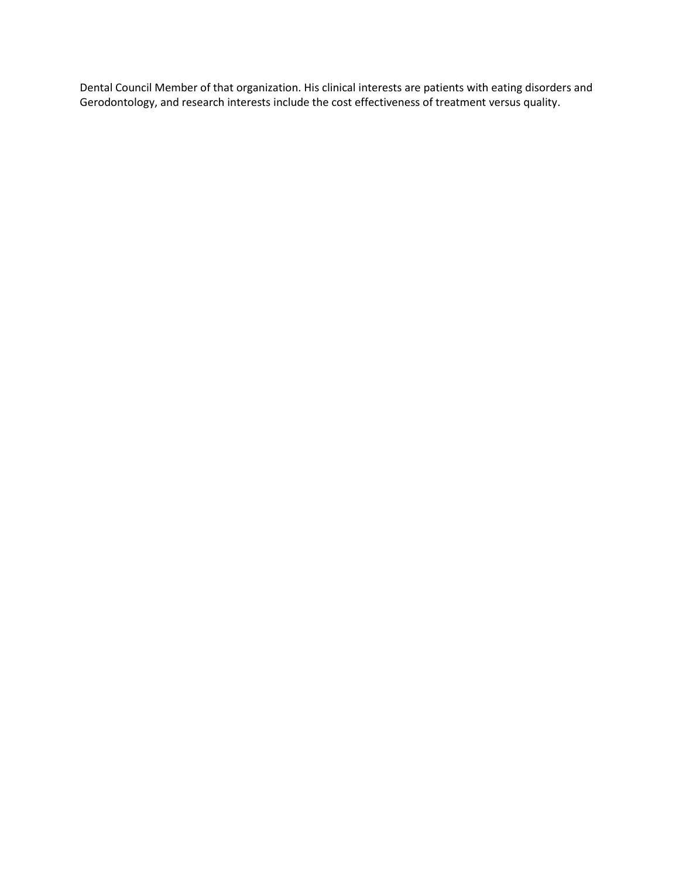Dental Council Member of that organization. His clinical interests are patients with eating disorders and Gerodontology, and research interests include the cost effectiveness of treatment versus quality.